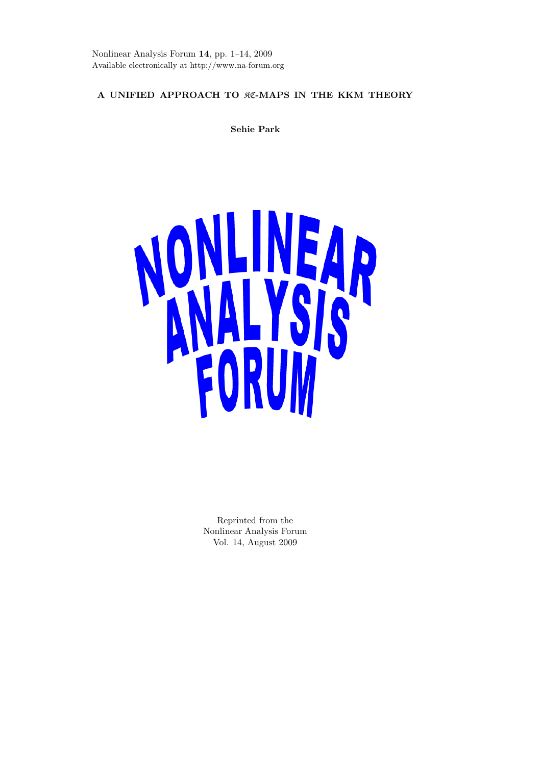Nonlinear Analysis Forum **14**, pp. 1–14, 2009
Available electronically at http://www.na-forum.org

# A UNIFIED APPROACH TO $\mathfrak{KC}$-MAPS IN THE KKM THEORY

**Sehie Park**

NONLINEAR ANALYSIS FORUM

Reprinted from the
Nonlinear Analysis Forum
Vol. 14, August 2009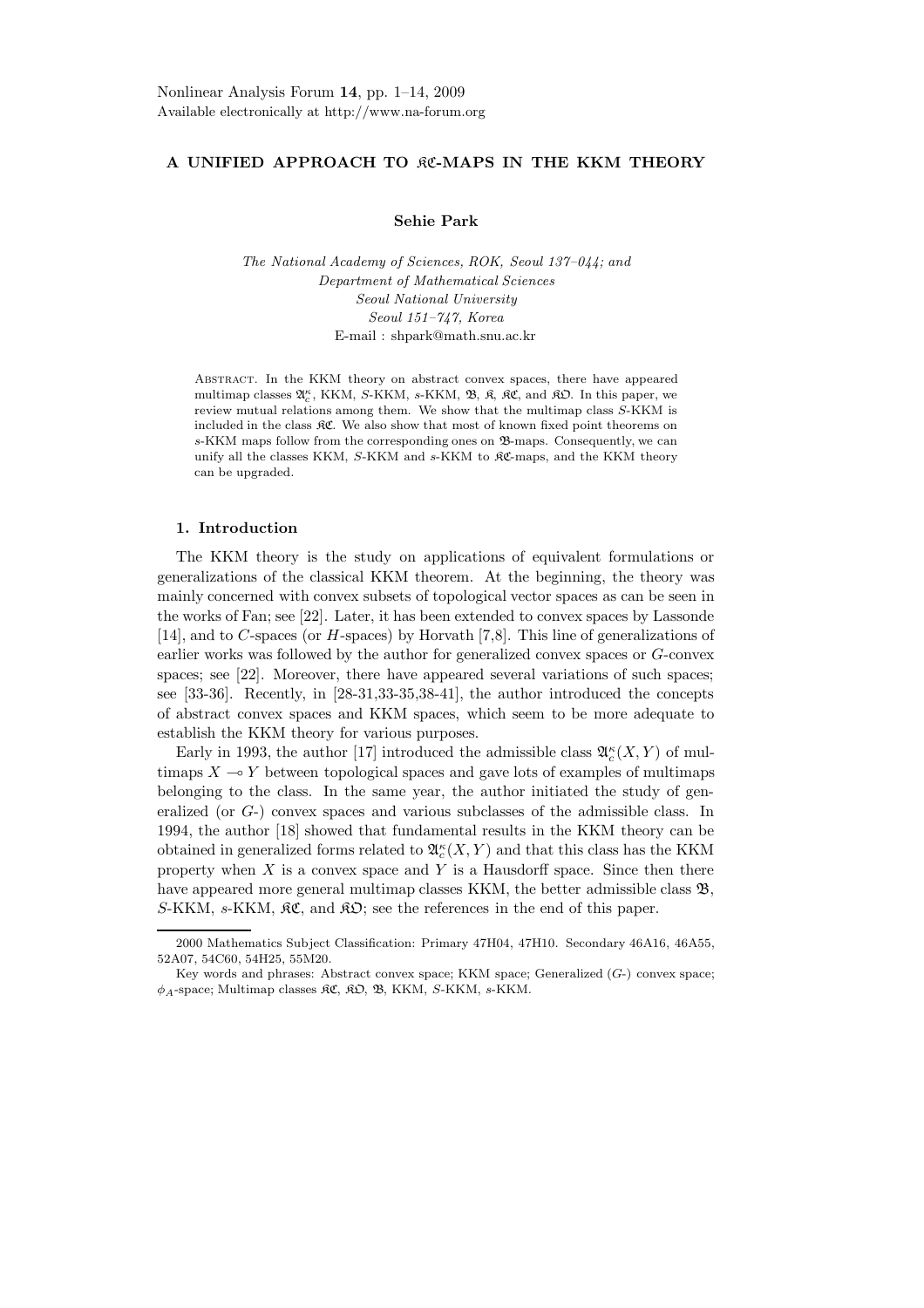# A UNIFIED APPROACH TO $\mathfrak{KC}$-MAPS IN THE KKM THEORY

**Sehie Park**

*The National Academy of Sciences, ROK, Seoul 137–044; and*
*Department of Mathematical Sciences*
*Seoul National University*
*Seoul 151–747, Korea*
E-mail : shpark@math.snu.ac.kr

Abstract. In the KKM theory on abstract convex spaces, there have appeared multimap classes $\mathfrak{A}_c^\kappa$, KKM, $S$-KKM, $s$-KKM, $\mathfrak{B}$, $\mathfrak{K}$, $\mathfrak{KC}$, and $\mathfrak{KO}$. In this paper, we review mutual relations among them. We show that the multimap class $S$-KKM is included in the class $\mathfrak{KC}$. We also show that most of known fixed point theorems on $s$-KKM maps follow from the corresponding ones on $\mathfrak{B}$-maps. Consequently, we can unify all the classes KKM, $S$-KKM and $s$-KKM to $\mathfrak{KC}$-maps, and the KKM theory can be upgraded.

## 1. Introduction

The KKM theory is the study on applications of equivalent formulations or generalizations of the classical KKM theorem. At the beginning, the theory was mainly concerned with convex subsets of topological vector spaces as can be seen in the works of Fan; see [22]. Later, it has been extended to convex spaces by Lassonde [14], and to $C$-spaces (or $H$-spaces) by Horvath [7,8]. This line of generalizations of earlier works was followed by the author for generalized convex spaces or $G$-convex spaces; see [22]. Moreover, there have appeared several variations of such spaces; see [33-36]. Recently, in [28-31,33-35,38-41], the author introduced the concepts of abstract convex spaces and KKM spaces, which seem to be more adequate to establish the KKM theory for various purposes.

Early in 1993, the author [17] introduced the admissible class $\mathfrak{A}_c^\kappa(X, Y)$ of multimaps $X \multimap Y$ between topological spaces and gave lots of examples of multimaps belonging to the class. In the same year, the author initiated the study of generalized (or $G$-) convex spaces and various subclasses of the admissible class. In 1994, the author [18] showed that fundamental results in the KKM theory can be obtained in generalized forms related to $\mathfrak{A}_c^\kappa(X, Y)$ and that this class has the KKM property when $X$ is a convex space and $Y$ is a Hausdorff space. Since then there have appeared more general multimap classes KKM, the better admissible class $\mathfrak{B}$, $S$-KKM, $s$-KKM, $\mathfrak{KC}$, and $\mathfrak{KO}$; see the references in the end of this paper.

2000 Mathematics Subject Classification: Primary 47H04, 47H10. Secondary 46A16, 46A55, 52A07, 54C60, 54H25, 55M20.

Key words and phrases: Abstract convex space; KKM space; Generalized ($G$-) convex space; $\phi_A$-space; Multimap classes $\mathfrak{KC}$, $\mathfrak{KO}$, $\mathfrak{B}$, KKM, $S$-KKM, $s$-KKM.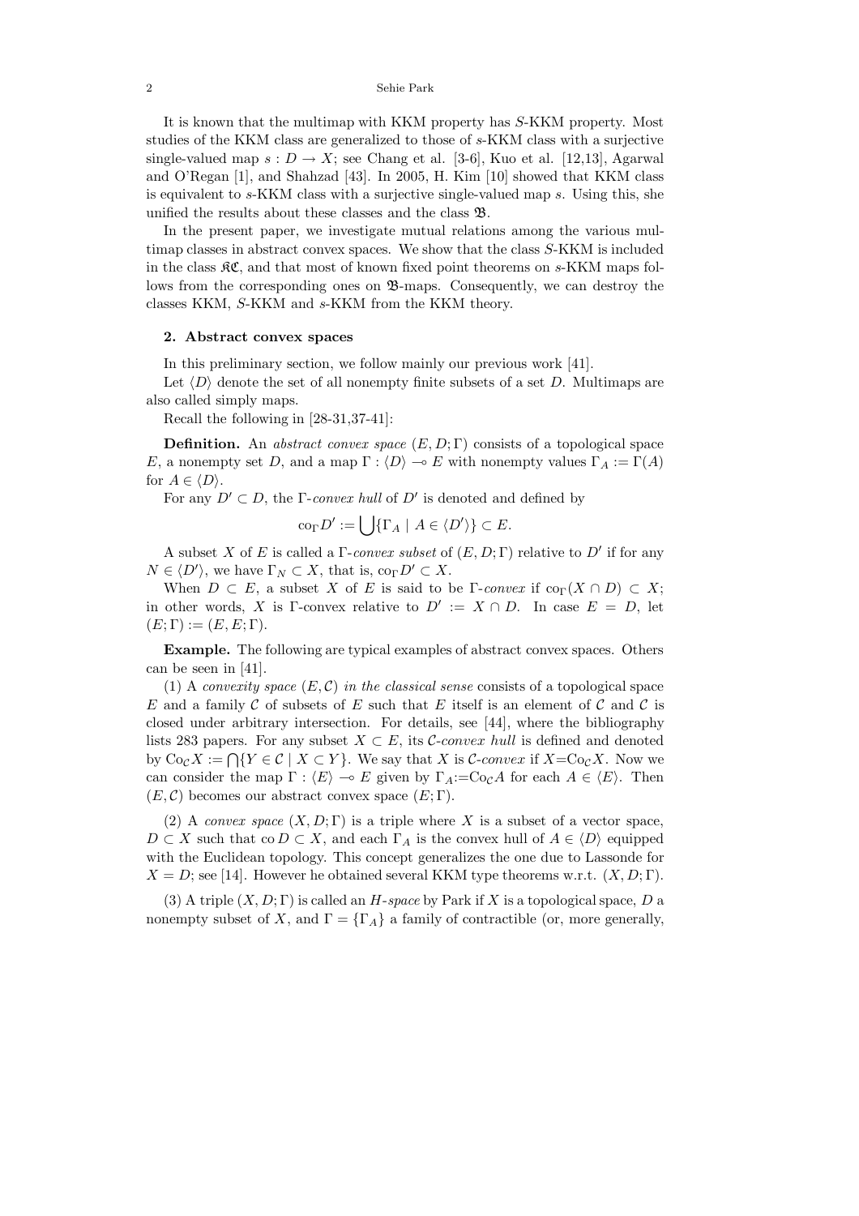It is known that the multimap with KKM property has $S$-KKM property. Most studies of the KKM class are generalized to those of $s$-KKM class with a surjective single-valued map $s : D \to X$; see Chang et al. [3-6], Kuo et al. [12,13], Agarwal and O'Regan [1], and Shahzad [43]. In 2005, H. Kim [10] showed that KKM class is equivalent to $s$-KKM class with a surjective single-valued map $s$. Using this, she unified the results about these classes and the class $\mathfrak{B}$.

In the present paper, we investigate mutual relations among the various multimap classes in abstract convex spaces. We show that the class $S$-KKM is included in the class $\mathfrak{KC}$, and that most of known fixed point theorems on $s$-KKM maps follows from the corresponding ones on $\mathfrak{B}$-maps. Consequently, we can destroy the classes KKM, $S$-KKM and $s$-KKM from the KKM theory.

## 2. Abstract convex spaces

In this preliminary section, we follow mainly our previous work [41].

Let $\langle D \rangle$ denote the set of all nonempty finite subsets of a set $D$. Multimaps are also called simply maps.

Recall the following in [28-31,37-41]:

**Definition.** An *abstract convex space* $(E, D; \Gamma)$ consists of a topological space $E$, a nonempty set $D$, and a map $\Gamma : \langle D \rangle \multimap E$ with nonempty values $\Gamma_A := \Gamma(A)$ for $A \in \langle D \rangle$.

For any $D' \subset D$, the $\Gamma$-*convex hull* of $D'$ is denoted and defined by

$$\mathrm{co}_\Gamma D' := \bigcup \{\Gamma_A \mid A \in \langle D' \rangle\} \subset E.$$

A subset $X$ of $E$ is called a $\Gamma$-*convex subset* of $(E, D; \Gamma)$ relative to $D'$ if for any $N \in \langle D' \rangle$, we have $\Gamma_N \subset X$, that is, $\mathrm{co}_\Gamma D' \subset X$.

When $D \subset E$, a subset $X$ of $E$ is said to be $\Gamma$-*convex* if $\mathrm{co}_\Gamma(X \cap D) \subset X$; in other words, $X$ is $\Gamma$-convex relative to $D' := X \cap D$. In case $E = D$, let $(E; \Gamma) := (E, E; \Gamma)$.

**Example.** The following are typical examples of abstract convex spaces. Others can be seen in [41].

(1) A *convexity space* $(E, \mathcal{C})$ *in the classical sense* consists of a topological space $E$ and a family $\mathcal{C}$ of subsets of $E$ such that $E$ itself is an element of $\mathcal{C}$ and $\mathcal{C}$ is closed under arbitrary intersection. For details, see [44], where the bibliography lists 283 papers. For any subset $X \subset E$, its $\mathcal{C}$-*convex hull* is defined and denoted by $\mathrm{Co}_\mathcal{C} X := \bigcap \{Y \in \mathcal{C} \mid X \subset Y\}$. We say that $X$ is $\mathcal{C}$-*convex* if $X = \mathrm{Co}_\mathcal{C} X$. Now we can consider the map $\Gamma : \langle E \rangle \multimap E$ given by $\Gamma_A := \mathrm{Co}_\mathcal{C} A$ for each $A \in \langle E \rangle$. Then $(E, \mathcal{C})$ becomes our abstract convex space $(E; \Gamma)$.

(2) A *convex space* $(X, D; \Gamma)$ is a triple where $X$ is a subset of a vector space, $D \subset X$ such that $\mathrm{co}\, D \subset X$, and each $\Gamma_A$ is the convex hull of $A \in \langle D \rangle$ equipped with the Euclidean topology. This concept generalizes the one due to Lassonde for $X = D$; see [14]. However he obtained several KKM type theorems w.r.t. $(X, D; \Gamma)$.

(3) A triple $(X, D; \Gamma)$ is called an *H-space* by Park if $X$ is a topological space, $D$ a nonempty subset of $X$, and $\Gamma = \{\Gamma_A\}$ a family of contractible (or, more generally,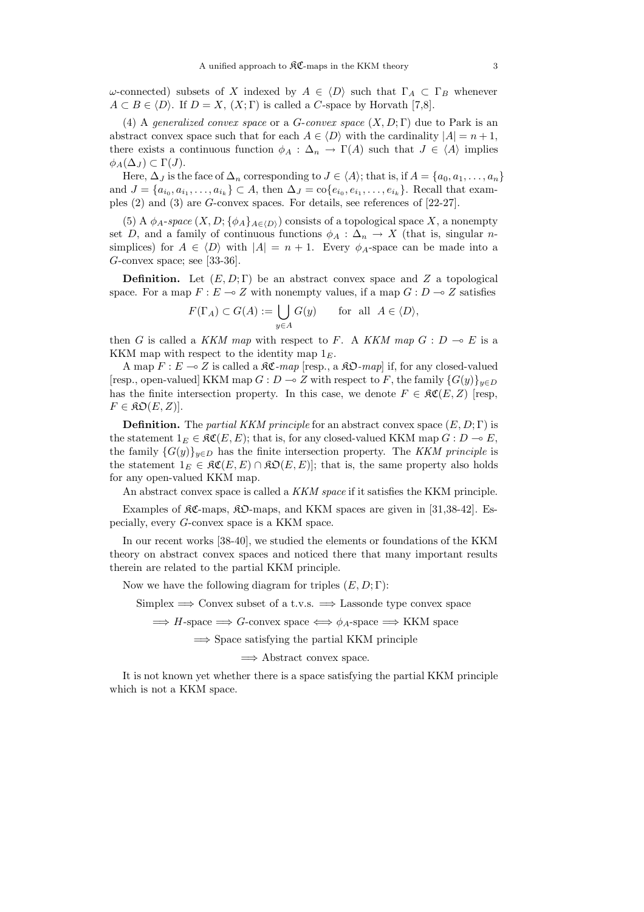$\omega$-connected) subsets of $X$ indexed by $A \in \langle D \rangle$ such that $\Gamma_A \subset \Gamma_B$ whenever $A \subset B \in \langle D \rangle$. If $D = X$, $(X; \Gamma)$ is called a $C$-space by Horvath [7,8].

(4) A *generalized convex space* or a *G-convex space* $(X, D; \Gamma)$ due to Park is an abstract convex space such that for each $A \in \langle D \rangle$ with the cardinality $|A| = n+1$, there exists a continuous function $\phi_A : \Delta_n \to \Gamma(A)$ such that $J \in \langle A \rangle$ implies $\phi_A(\Delta_J) \subset \Gamma(J)$.

Here, $\Delta_J$ is the face of $\Delta_n$ corresponding to $J \in \langle A \rangle$; that is, if $A = \{a_0, a_1, \ldots, a_n\}$ and $J = \{a_{i_0}, a_{i_1}, \ldots, a_{i_k}\} \subset A$, then $\Delta_J = \mathrm{co}\{e_{i_0}, e_{i_1}, \ldots, e_{i_k}\}$. Recall that examples (2) and (3) are $G$-convex spaces. For details, see references of [22-27].

(5) A $\phi_A$*-space* $(X, D; \{\phi_A\}_{A \in \langle D \rangle})$ consists of a topological space $X$, a nonempty set $D$, and a family of continuous functions $\phi_A : \Delta_n \to X$ (that is, singular $n$-simplices) for $A \in \langle D \rangle$ with $|A| = n+1$. Every $\phi_A$-space can be made into a $G$-convex space; see [33-36].

**Definition.** Let $(E, D; \Gamma)$ be an abstract convex space and $Z$ a topological space. For a map $F : E \multimap Z$ with nonempty values, if a map $G : D \multimap Z$ satisfies

$$F(\Gamma_A) \subset G(A) := \bigcup_{y \in A} G(y) \qquad \text{for all} \quad A \in \langle D \rangle,$$

then $G$ is called a *KKM map* with respect to $F$. A *KKM map* $G : D \multimap E$ is a KKM map with respect to the identity map $1_E$.

A map $F : E \multimap Z$ is called a $\mathfrak{KC}$*-map* [resp., a $\mathfrak{KO}$*-map*] if, for any closed-valued [resp., open-valued] KKM map $G : D \multimap Z$ with respect to $F$, the family $\{G(y)\}_{y \in D}$ has the finite intersection property. In this case, we denote $F \in \mathfrak{KC}(E, Z)$ [resp, $F \in \mathfrak{KO}(E, Z)$].

**Definition.** The *partial KKM principle* for an abstract convex space $(E, D; \Gamma)$ is the statement $1_E \in \mathfrak{KC}(E, E)$; that is, for any closed-valued KKM map $G : D \multimap E$, the family $\{G(y)\}_{y \in D}$ has the finite intersection property. The *KKM principle* is the statement $1_E \in \mathfrak{KC}(E, E) \cap \mathfrak{KO}(E, E)$]; that is, the same property also holds for any open-valued KKM map.

An abstract convex space is called a *KKM space* if it satisfies the KKM principle.

Examples of $\mathfrak{KC}$-maps, $\mathfrak{KO}$-maps, and KKM spaces are given in [31,38-42]. Especially, every $G$-convex space is a KKM space.

In our recent works [38-40], we studied the elements or foundations of the KKM theory on abstract convex spaces and noticed there that many important results therein are related to the partial KKM principle.

Now we have the following diagram for triples $(E, D; \Gamma)$:

$$\text{Simplex} \Longrightarrow \text{Convex subset of a t.v.s.} \Longrightarrow \text{Lassonde type convex space}$$

$$\Longrightarrow H\text{-space} \Longrightarrow G\text{-convex space} \Longleftrightarrow \phi_A\text{-space} \Longrightarrow \text{KKM space}$$

$$\Longrightarrow \text{Space satisfying the partial KKM principle}$$

$$\Longrightarrow \text{Abstract convex space.}$$

It is not known yet whether there is a space satisfying the partial KKM principle which is not a KKM space.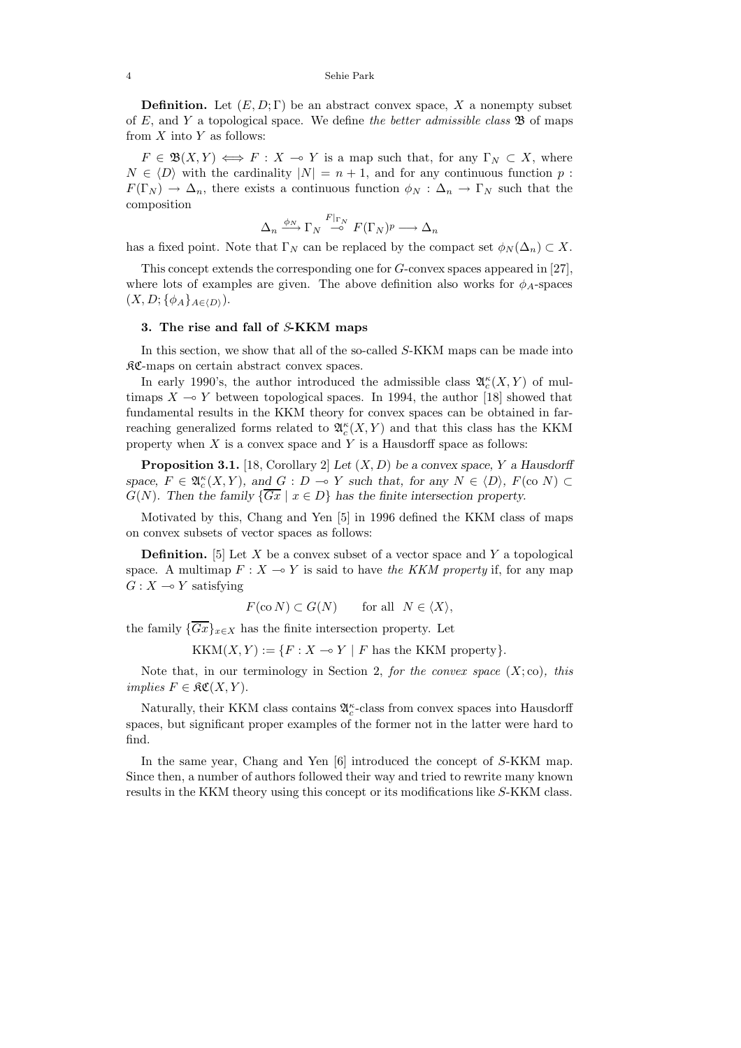**Definition.** Let $(E, D; \Gamma)$ be an abstract convex space, $X$ a nonempty subset of $E$, and $Y$ a topological space. We define *the better admissible class* $\mathfrak{B}$ of maps from $X$ into $Y$ as follows:

$F \in \mathfrak{B}(X, Y) \iff F : X \multimap Y$ is a map such that, for any $\Gamma_N \subset X$, where $N \in \langle D \rangle$ with the cardinality $|N| = n + 1$, and for any continuous function $p : F(\Gamma_N) \to \Delta_n$, there exists a continuous function $\phi_N : \Delta_n \to \Gamma_N$ such that the composition

$$\Delta_n \xrightarrow{\phi_N} \Gamma_N \overset{F|_{\Gamma_N}}{\multimap} F(\Gamma_N)^p \longrightarrow \Delta_n$$

has a fixed point. Note that $\Gamma_N$ can be replaced by the compact set $\phi_N(\Delta_n) \subset X$.

This concept extends the corresponding one for $G$-convex spaces appeared in [27], where lots of examples are given. The above definition also works for $\phi_A$-spaces $(X, D; \{\phi_A\}_{A \in \langle D \rangle})$.

### 3. The rise and fall of $S$-KKM maps

In this section, we show that all of the so-called $S$-KKM maps can be made into $\mathfrak{KC}$-maps on certain abstract convex spaces.

In early 1990's, the author introduced the admissible class $\mathfrak{A}_c^\kappa(X, Y)$ of multimaps $X \multimap Y$ between topological spaces. In 1994, the author [18] showed that fundamental results in the KKM theory for convex spaces can be obtained in far-reaching generalized forms related to $\mathfrak{A}_c^\kappa(X, Y)$ and that this class has the KKM property when $X$ is a convex space and $Y$ is a Hausdorff space as follows:

**Proposition 3.1.** [18, Corollary 2] *Let $(X, D)$ be a convex space, $Y$ a Hausdorff space, $F \in \mathfrak{A}_c^\kappa(X, Y)$, and $G : D \multimap Y$ such that, for any $N \in \langle D \rangle$, $F(\mathrm{co}\, N) \subset G(N)$. Then the family $\{\overline{Gx} \mid x \in D\}$ has the finite intersection property.*

Motivated by this, Chang and Yen [5] in 1996 defined the KKM class of maps on convex subsets of vector spaces as follows:

**Definition.** [5] Let $X$ be a convex subset of a vector space and $Y$ a topological space. A multimap $F : X \multimap Y$ is said to have *the KKM property* if, for any map $G : X \multimap Y$ satisfying

$$F(\mathrm{co}\, N) \subset G(N) \qquad \text{for all } \; N \in \langle X \rangle,$$

the family $\{\overline{Gx}\}_{x \in X}$ has the finite intersection property. Let

$$\mathrm{KKM}(X, Y) := \{F : X \multimap Y \mid F \text{ has the KKM property}\}.$$

Note that, in our terminology in Section 2, *for the convex space $(X; \mathrm{co})$, this implies $F \in \mathfrak{KC}(X, Y)$.*

Naturally, their KKM class contains $\mathfrak{A}_c^\kappa$-class from convex spaces into Hausdorff spaces, but significant proper examples of the former not in the latter were hard to find.

In the same year, Chang and Yen [6] introduced the concept of $S$-KKM map. Since then, a number of authors followed their way and tried to rewrite many known results in the KKM theory using this concept or its modifications like $S$-KKM class.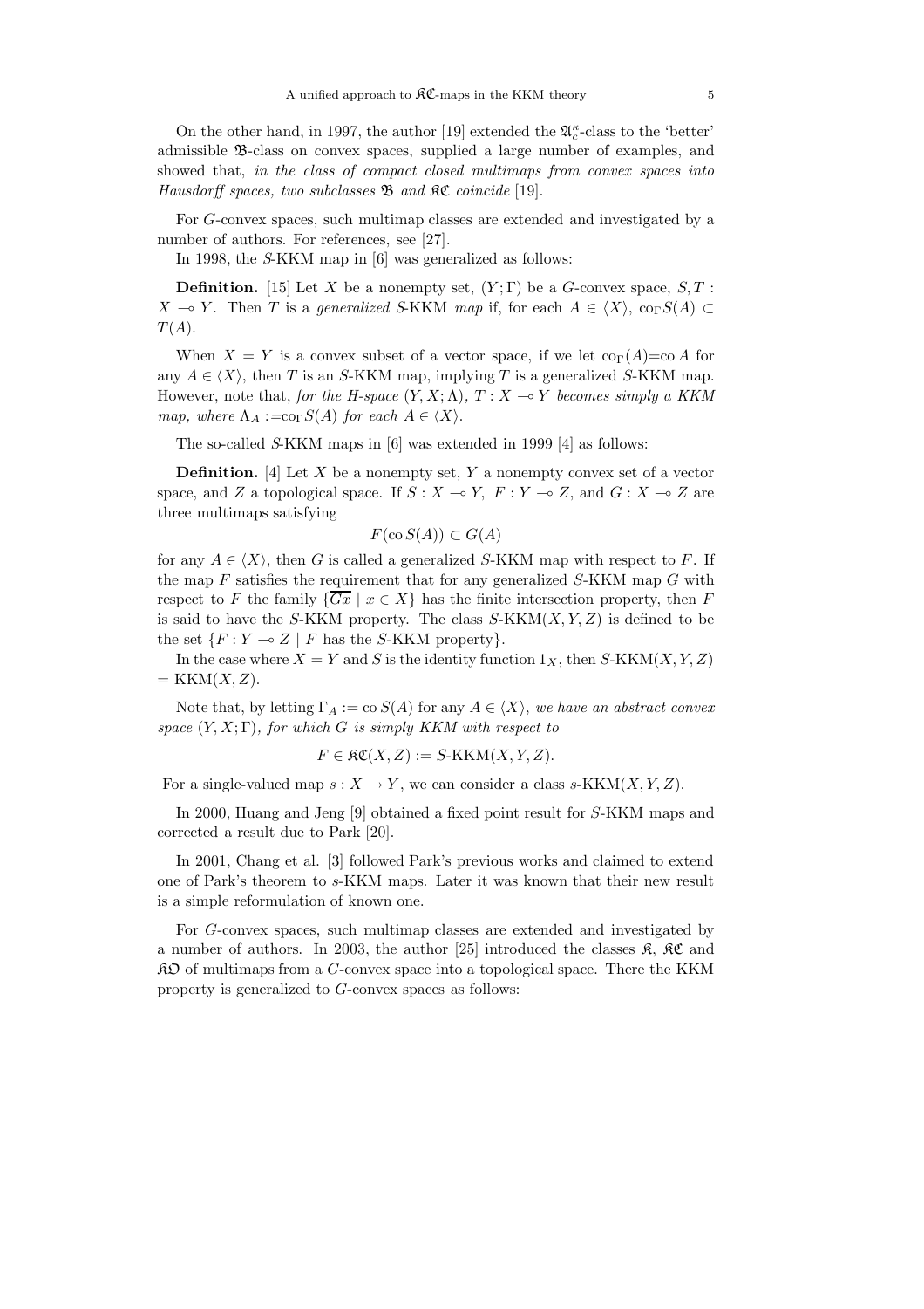On the other hand, in 1997, the author [19] extended the $\mathfrak{A}_c^\kappa$-class to the 'better' admissible $\mathfrak{B}$-class on convex spaces, supplied a large number of examples, and showed that, *in the class of compact closed multimaps from convex spaces into Hausdorff spaces, two subclasses* $\mathfrak{B}$ *and* $\mathfrak{KC}$ *coincide* [19].

For $G$-convex spaces, such multimap classes are extended and investigated by a number of authors. For references, see [27].

In 1998, the $S$-KKM map in [6] was generalized as follows:

**Definition.** [15] Let $X$ be a nonempty set, $(Y;\Gamma)$ be a $G$-convex space, $S, T : X \multimap Y$. Then $T$ is a *generalized* $S$-KKM *map* if, for each $A \in \langle X \rangle$, $\mathrm{co}_\Gamma S(A) \subset T(A)$.

When $X = Y$ is a convex subset of a vector space, if we let $\mathrm{co}_\Gamma(A)$=co $A$ for any $A \in \langle X \rangle$, then $T$ is an $S$-KKM map, implying $T$ is a generalized $S$-KKM map. However, note that, *for the H-space* $(Y, X; \Lambda)$, $T : X \multimap Y$ *becomes simply a KKM map, where* $\Lambda_A := \mathrm{co}_\Gamma S(A)$ *for each* $A \in \langle X \rangle$.

The so-called $S$-KKM maps in [6] was extended in 1999 [4] as follows:

**Definition.** [4] Let $X$ be a nonempty set, $Y$ a nonempty convex set of a vector space, and $Z$ a topological space. If $S : X \multimap Y,\ F : Y \multimap Z$, and $G : X \multimap Z$ are three multimaps satisfying

$$F(\mathrm{co}\, S(A)) \subset G(A)$$

for any $A \in \langle X \rangle$, then $G$ is called a generalized $S$-KKM map with respect to $F$. If the map $F$ satisfies the requirement that for any generalized $S$-KKM map $G$ with respect to $F$ the family $\{\overline{Gx} \mid x \in X\}$ has the finite intersection property, then $F$ is said to have the $S$-KKM property. The class $S$-KKM$(X, Y, Z)$ is defined to be the set $\{F : Y \multimap Z \mid F$ has the $S$-KKM property$\}$.

In the case where $X = Y$ and $S$ is the identity function $1_X$, then $S$-KKM$(X, Y, Z)$ $=$ KKM$(X, Z)$.

Note that, by letting $\Gamma_A := \mathrm{co}\, S(A)$ for any $A \in \langle X \rangle$, *we have an abstract convex space* $(Y, X; \Gamma)$*, for which* $G$ *is simply KKM with respect to*

$$F \in \mathfrak{KC}(X, Z) := S\text{-KKM}(X, Y, Z).$$

For a single-valued map $s : X \to Y$, we can consider a class $s$-KKM$(X, Y, Z)$.

In 2000, Huang and Jeng [9] obtained a fixed point result for $S$-KKM maps and corrected a result due to Park [20].

In 2001, Chang et al. [3] followed Park's previous works and claimed to extend one of Park's theorem to $s$-KKM maps. Later it was known that their new result is a simple reformulation of known one.

For $G$-convex spaces, such multimap classes are extended and investigated by a number of authors. In 2003, the author [25] introduced the classes $\mathfrak{K}$, $\mathfrak{KC}$ and $\mathfrak{KO}$ of multimaps from a $G$-convex space into a topological space. There the KKM property is generalized to $G$-convex spaces as follows: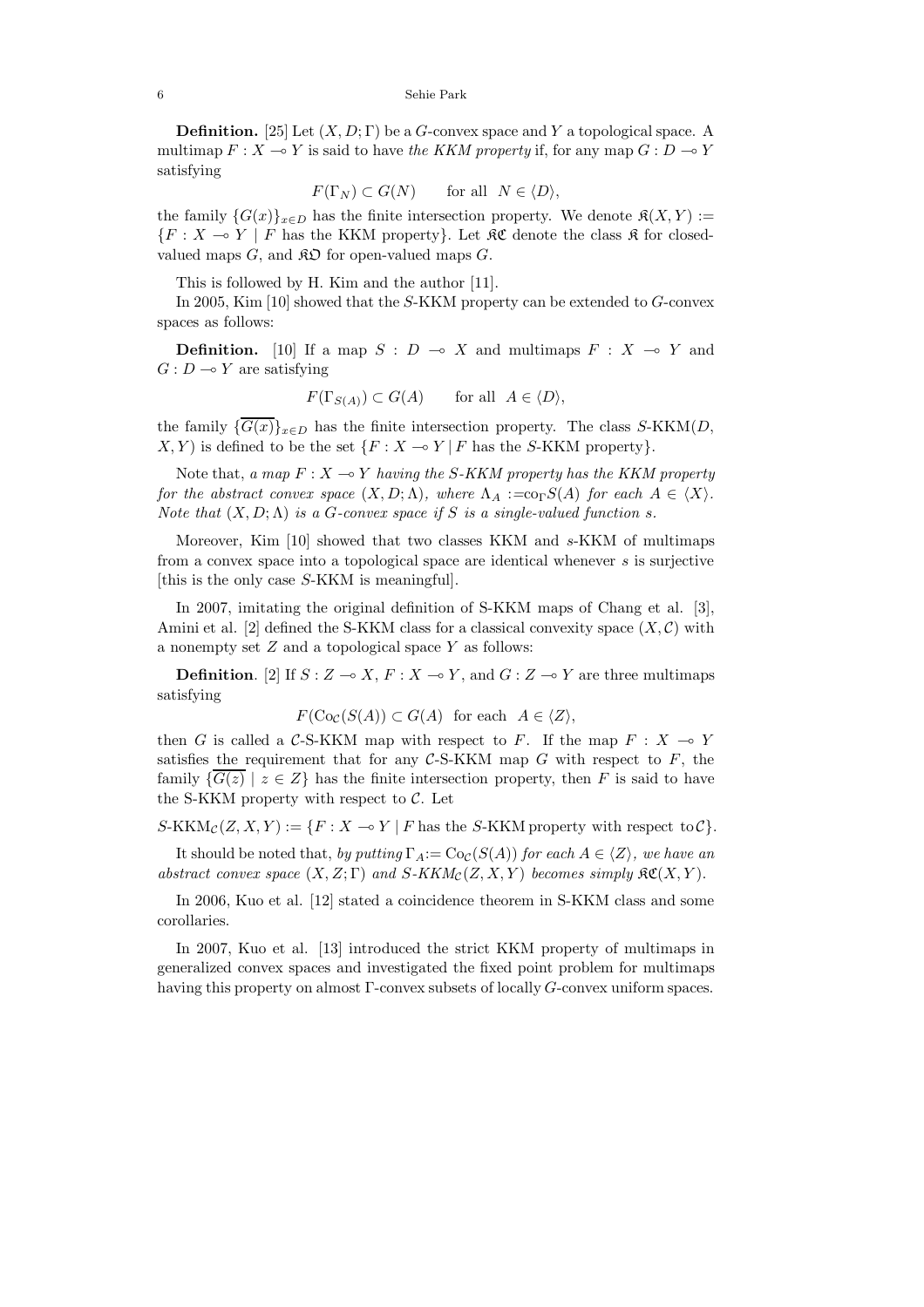**Definition.** [25] Let $(X, D; \Gamma)$ be a $G$-convex space and $Y$ a topological space. A multimap $F : X \multimap Y$ is said to have *the KKM property* if, for any map $G : D \multimap Y$ satisfying

$$F(\Gamma_N) \subset G(N) \qquad \text{for all } \; N \in \langle D \rangle,$$

the family $\{G(x)\}_{x \in D}$ has the finite intersection property. We denote $\mathfrak{K}(X, Y) := \{F : X \multimap Y \mid F \text{ has the KKM property}\}$. Let $\mathfrak{KC}$ denote the class $\mathfrak{K}$ for closed-valued maps $G$, and $\mathfrak{KO}$ for open-valued maps $G$.

This is followed by H. Kim and the author [11].

In 2005, Kim [10] showed that the $S$-KKM property can be extended to $G$-convex spaces as follows:

**Definition.** [10] If a map $S : D \multimap X$ and multimaps $F : X \multimap Y$ and $G : D \multimap Y$ are satisfying

$$F(\Gamma_{S(A)}) \subset G(A) \qquad \text{for all } \; A \in \langle D \rangle,$$

the family $\{\overline{G(x)}\}_{x \in D}$ has the finite intersection property. The class $S$-KKM$(D, X, Y)$ is defined to be the set $\{F : X \multimap Y \mid F \text{ has the } S\text{-KKM property}\}$.

Note that, *a map $F : X \multimap Y$ having the $S$-KKM property has the KKM property for the abstract convex space $(X, D; \Lambda)$, where $\Lambda_A := \mathrm{co}_\Gamma S(A)$ for each $A \in \langle X \rangle$. Note that $(X, D; \Lambda)$ is a $G$-convex space if $S$ is a single-valued function $s$.*

Moreover, Kim [10] showed that two classes KKM and $s$-KKM of multimaps from a convex space into a topological space are identical whenever $s$ is surjective [this is the only case $S$-KKM is meaningful].

In 2007, imitating the original definition of S-KKM maps of Chang et al. [3], Amini et al. [2] defined the S-KKM class for a classical convexity space $(X, \mathcal{C})$ with a nonempty set $Z$ and a topological space $Y$ as follows:

**Definition**. [2] If $S : Z \multimap X$, $F : X \multimap Y$, and $G : Z \multimap Y$ are three multimaps satisfying

$$F(\mathrm{Co}_{\mathcal{C}}(S(A)) \subset G(A) \;\; \text{for each} \;\; A \in \langle Z \rangle,$$

then $G$ is called a $\mathcal{C}$-S-KKM map with respect to $F$. If the map $F : X \multimap Y$ satisfies the requirement that for any $\mathcal{C}$-S-KKM map $G$ with respect to $F$, the family $\{\overline{G(z)} \mid z \in Z\}$ has the finite intersection property, then $F$ is said to have the S-KKM property with respect to $\mathcal{C}$. Let

$$S\text{-KKM}_{\mathcal{C}}(Z, X, Y) := \{F : X \multimap Y \mid F \text{ has the } S\text{-KKM property with respect to} \, \mathcal{C}\}.$$

It should be noted that, *by putting $\Gamma_A := \mathrm{Co}_{\mathcal{C}}(S(A))$ for each $A \in \langle Z \rangle$, we have an abstract convex space $(X, Z; \Gamma)$ and $S$-$KKM_{\mathcal{C}}(Z, X, Y)$ becomes simply $\mathfrak{KC}(X, Y)$.*

In 2006, Kuo et al. [12] stated a coincidence theorem in S-KKM class and some corollaries.

In 2007, Kuo et al. [13] introduced the strict KKM property of multimaps in generalized convex spaces and investigated the fixed point problem for multimaps having this property on almost $\Gamma$-convex subsets of locally $G$-convex uniform spaces.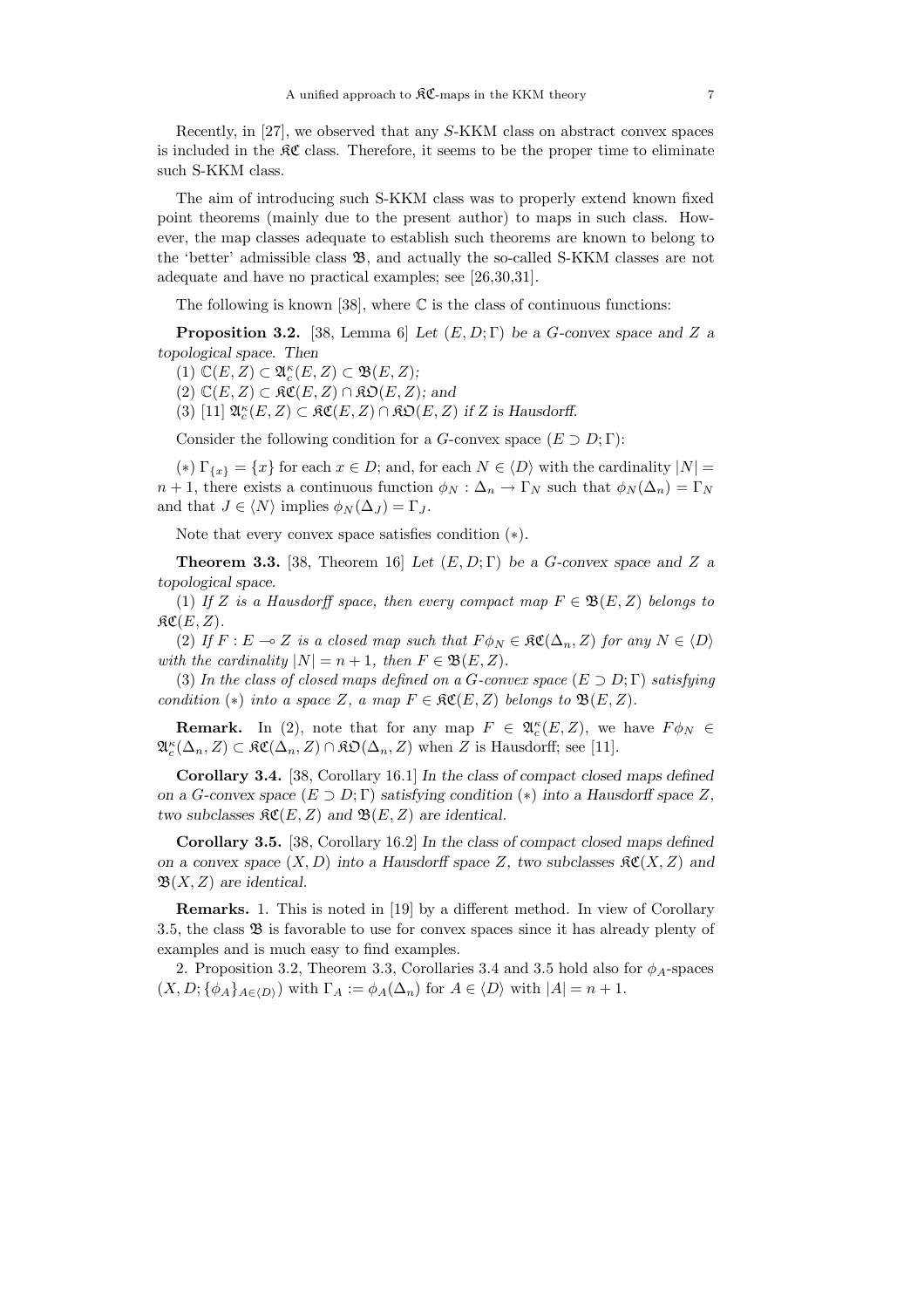Recently, in [27], we observed that any $S$-KKM class on abstract convex spaces is included in the $\mathfrak{KC}$ class. Therefore, it seems to be the proper time to eliminate such S-KKM class.

The aim of introducing such S-KKM class was to properly extend known fixed point theorems (mainly due to the present author) to maps in such class. However, the map classes adequate to establish such theorems are known to belong to the 'better' admissible class $\mathfrak{B}$, and actually the so-called S-KKM classes are not adequate and have no practical examples; see [26,30,31].

The following is known [38], where $\mathbb{C}$ is the class of continuous functions:

**Proposition 3.2.** [38, Lemma 6] *Let $(E, D; \Gamma)$ be a $G$-convex space and $Z$ a topological space. Then*

*(1) $\mathbb{C}(E, Z) \subset \mathfrak{A}_c^\kappa(E, Z) \subset \mathfrak{B}(E, Z)$;*

*(2) $\mathbb{C}(E, Z) \subset \mathfrak{KC}(E, Z) \cap \mathfrak{KO}(E, Z)$; and*

*(3) [11] $\mathfrak{A}_c^\kappa(E, Z) \subset \mathfrak{KC}(E, Z) \cap \mathfrak{KO}(E, Z)$ if $Z$ is Hausdorff.*

Consider the following condition for a $G$-convex space $(E \supset D; \Gamma)$:

$(*)$ $\Gamma_{\{x\}} = \{x\}$ for each $x \in D$; and, for each $N \in \langle D \rangle$ with the cardinality $|N| = n+1$, there exists a continuous function $\phi_N : \Delta_n \to \Gamma_N$ such that $\phi_N(\Delta_n) = \Gamma_N$ and that $J \in \langle N \rangle$ implies $\phi_N(\Delta_J) = \Gamma_J$.

Note that every convex space satisfies condition $(*)$.

**Theorem 3.3.** [38, Theorem 16] *Let $(E, D; \Gamma)$ be a $G$-convex space and $Z$ a topological space.*

*(1) If $Z$ is a Hausdorff space, then every compact map $F \in \mathfrak{B}(E, Z)$ belongs to $\mathfrak{KC}(E, Z)$.*

*(2) If $F : E \multimap Z$ is a closed map such that $F\phi_N \in \mathfrak{KC}(\Delta_n, Z)$ for any $N \in \langle D \rangle$ with the cardinality $|N| = n+1$, then $F \in \mathfrak{B}(E, Z)$.*

*(3) In the class of closed maps defined on a $G$-convex space $(E \supset D; \Gamma)$ satisfying condition $(*)$ into a space $Z$, a map $F \in \mathfrak{KC}(E, Z)$ belongs to $\mathfrak{B}(E, Z)$.*

**Remark.** In (2), note that for any map $F \in \mathfrak{A}_c^\kappa(E, Z)$, we have $F\phi_N \in \mathfrak{A}_c^\kappa(\Delta_n, Z) \subset \mathfrak{KC}(\Delta_n, Z) \cap \mathfrak{KO}(\Delta_n, Z)$ when $Z$ is Hausdorff; see [11].

**Corollary 3.4.** [38, Corollary 16.1] *In the class of compact closed maps defined on a $G$-convex space $(E \supset D; \Gamma)$ satisfying condition $(*)$ into a Hausdorff space $Z$, two subclasses $\mathfrak{KC}(E, Z)$ and $\mathfrak{B}(E, Z)$ are identical.*

**Corollary 3.5.** [38, Corollary 16.2] *In the class of compact closed maps defined on a convex space $(X, D)$ into a Hausdorff space $Z$, two subclasses $\mathfrak{KC}(X, Z)$ and $\mathfrak{B}(X, Z)$ are identical.*

**Remarks.** 1. This is noted in [19] by a different method. In view of Corollary 3.5, the class $\mathfrak{B}$ is favorable to use for convex spaces since it has already plenty of examples and is much easy to find examples.

2. Proposition 3.2, Theorem 3.3, Corollaries 3.4 and 3.5 hold also for $\phi_A$-spaces $(X, D; \{\phi_A\}_{A \in \langle D \rangle})$ with $\Gamma_A := \phi_A(\Delta_n)$ for $A \in \langle D \rangle$ with $|A| = n+1$.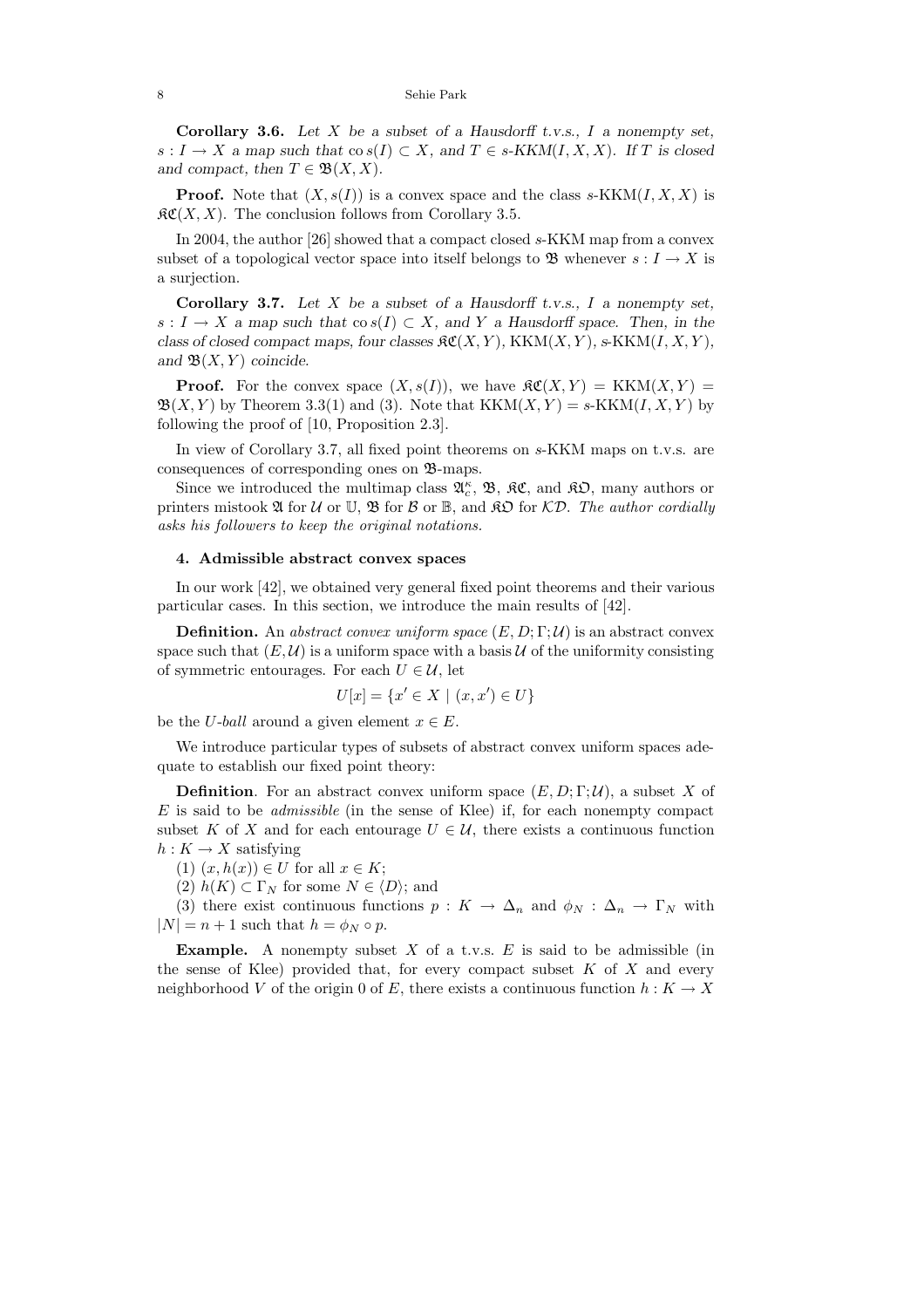**Corollary 3.6.** *Let $X$ be a subset of a Hausdorff t.v.s., $I$ a nonempty set, $s : I \to X$ a map such that $\operatorname{co} s(I) \subset X$, and $T \in s$-KKM$(I, X, X)$. If $T$ is closed and compact, then $T \in \mathfrak{B}(X, X)$.*

**Proof.** Note that $(X, s(I))$ is a convex space and the class $s$-KKM$(I, X, X)$ is $\mathfrak{KC}(X, X)$. The conclusion follows from Corollary 3.5.

In 2004, the author [26] showed that a compact closed $s$-KKM map from a convex subset of a topological vector space into itself belongs to $\mathfrak{B}$ whenever $s : I \to X$ is a surjection.

**Corollary 3.7.** *Let $X$ be a subset of a Hausdorff t.v.s., $I$ a nonempty set, $s : I \to X$ a map such that $\operatorname{co} s(I) \subset X$, and $Y$ a Hausdorff space. Then, in the class of closed compact maps, four classes $\mathfrak{KC}(X, Y)$, KKM$(X, Y)$, $s$-KKM$(I, X, Y)$, and $\mathfrak{B}(X, Y)$ coincide.*

**Proof.** For the convex space $(X, s(I))$, we have $\mathfrak{KC}(X, Y) =$ KKM$(X, Y) = \mathfrak{B}(X, Y)$ by Theorem 3.3(1) and (3). Note that KKM$(X, Y) = s$-KKM$(I, X, Y)$ by following the proof of [10, Proposition 2.3].

In view of Corollary 3.7, all fixed point theorems on $s$-KKM maps on t.v.s. are consequences of corresponding ones on $\mathfrak{B}$-maps.

Since we introduced the multimap class $\mathfrak{A}_c^\kappa$, $\mathfrak{B}$, $\mathfrak{KC}$, and $\mathfrak{KO}$, many authors or printers mistook $\mathfrak{A}$ for $\mathcal{U}$ or $\mathbb{U}$, $\mathfrak{B}$ for $\mathcal{B}$ or $\mathbb{B}$, and $\mathfrak{KO}$ for $\mathcal{KD}$. *The author cordially asks his followers to keep the original notations.*

## 4. Admissible abstract convex spaces

In our work [42], we obtained very general fixed point theorems and their various particular cases. In this section, we introduce the main results of [42].

**Definition.** An *abstract convex uniform space* $(E, D; \Gamma; \mathcal{U})$ is an abstract convex space such that $(E, \mathcal{U})$ is a uniform space with a basis $\mathcal{U}$ of the uniformity consisting of symmetric entourages. For each $U \in \mathcal{U}$, let

$$U[x] = \{x' \in X \mid (x, x') \in U\}$$

be the *U-ball* around a given element $x \in E$.

We introduce particular types of subsets of abstract convex uniform spaces adequate to establish our fixed point theory:

**Definition**. For an abstract convex uniform space $(E, D; \Gamma; \mathcal{U})$, a subset $X$ of $E$ is said to be *admissible* (in the sense of Klee) if, for each nonempty compact subset $K$ of $X$ and for each entourage $U \in \mathcal{U}$, there exists a continuous function $h : K \to X$ satisfying

(1) $(x, h(x)) \in U$ for all $x \in K$;

(2) $h(K) \subset \Gamma_N$ for some $N \in \langle D \rangle$; and

(3) there exist continuous functions $p : K \to \Delta_n$ and $\phi_N : \Delta_n \to \Gamma_N$ with $|N| = n + 1$ such that $h = \phi_N \circ p$.

**Example.** A nonempty subset $X$ of a t.v.s. $E$ is said to be admissible (in the sense of Klee) provided that, for every compact subset $K$ of $X$ and every neighborhood $V$ of the origin 0 of $E$, there exists a continuous function $h : K \to X$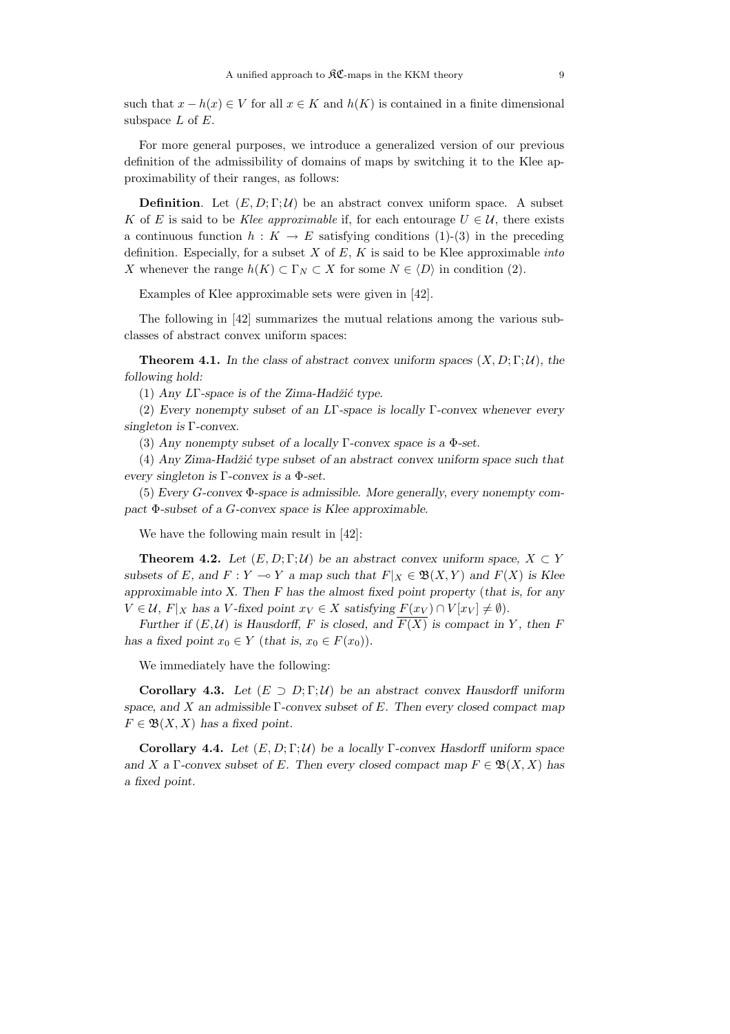such that $x - h(x) \in V$ for all $x \in K$ and $h(K)$ is contained in a finite dimensional subspace $L$ of $E$.

For more general purposes, we introduce a generalized version of our previous definition of the admissibility of domains of maps by switching it to the Klee approximability of their ranges, as follows:

**Definition**. Let $(E, D; \Gamma; \mathcal{U})$ be an abstract convex uniform space. A subset $K$ of $E$ is said to be *Klee approximable* if, for each entourage $U \in \mathcal{U}$, there exists a continuous function $h : K \to E$ satisfying conditions (1)-(3) in the preceding definition. Especially, for a subset $X$ of $E$, $K$ is said to be Klee approximable *into* $X$ whenever the range $h(K) \subset \Gamma_N \subset X$ for some $N \in \langle D \rangle$ in condition (2).

Examples of Klee approximable sets were given in [42].

The following in [42] summarizes the mutual relations among the various subclasses of abstract convex uniform spaces:

**Theorem 4.1.** *In the class of abstract convex uniform spaces $(X, D; \Gamma; \mathcal{U})$, the following hold:*

(1) *Any $L\Gamma$-space is of the Zima-Hadžić type.*

(2) *Every nonempty subset of an $L\Gamma$-space is locally $\Gamma$-convex whenever every singleton is $\Gamma$-convex.*

(3) *Any nonempty subset of a locally $\Gamma$-convex space is a $\Phi$-set.*

(4) *Any Zima-Hadžić type subset of an abstract convex uniform space such that every singleton is $\Gamma$-convex is a $\Phi$-set.*

(5) *Every $G$-convex $\Phi$-space is admissible. More generally, every nonempty compact $\Phi$-subset of a $G$-convex space is Klee approximable.*

We have the following main result in [42]:

**Theorem 4.2.** *Let $(E, D; \Gamma; \mathcal{U})$ be an abstract convex uniform space, $X \subset Y$ subsets of $E$, and $F : Y \multimap Y$ a map such that $F|_X \in \mathfrak{B}(X, Y)$ and $F(X)$ is Klee approximable into $X$. Then $F$ has the almost fixed point property (that is, for any $V \in \mathcal{U}$, $F|_X$ has a $V$-fixed point $x_V \in X$ satisfying $F(x_V) \cap V[x_V] \neq \emptyset$).*

*Further if $(E, \mathcal{U})$ is Hausdorff, $F$ is closed, and $\overline{F(X)}$ is compact in $Y$, then $F$ has a fixed point $x_0 \in Y$ (that is, $x_0 \in F(x_0)$).*

We immediately have the following:

**Corollary 4.3.** *Let $(E \supset D; \Gamma; \mathcal{U})$ be an abstract convex Hausdorff uniform space, and $X$ an admissible $\Gamma$-convex subset of $E$. Then every closed compact map $F \in \mathfrak{B}(X, X)$ has a fixed point.*

**Corollary 4.4.** *Let $(E, D; \Gamma; \mathcal{U})$ be a locally $\Gamma$-convex Hasdorff uniform space and $X$ a $\Gamma$-convex subset of $E$. Then every closed compact map $F \in \mathfrak{B}(X, X)$ has a fixed point.*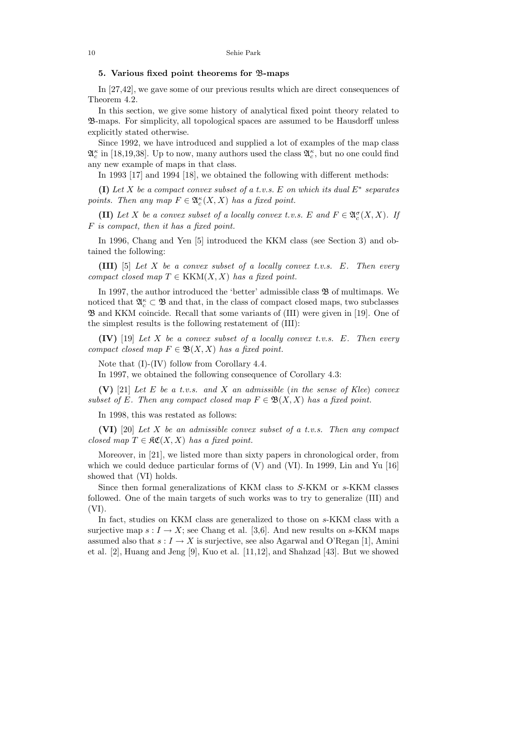## 5. Various fixed point theorems for $\mathfrak{B}$-maps

In [27,42], we gave some of our previous results which are direct consequences of Theorem 4.2.

In this section, we give some history of analytical fixed point theory related to $\mathfrak{B}$-maps. For simplicity, all topological spaces are assumed to be Hausdorff unless explicitly stated otherwise.

Since 1992, we have introduced and supplied a lot of examples of the map class $\mathfrak{A}_c^\kappa$ in [18,19,38]. Up to now, many authors used the class $\mathfrak{A}_c^\kappa$, but no one could find any new example of maps in that class.

In 1993 [17] and 1994 [18], we obtained the following with different methods:

**(I)** *Let $X$ be a compact convex subset of a t.v.s. $E$ on which its dual $E^*$ separates points. Then any map $F \in \mathfrak{A}_c^\kappa(X, X)$ has a fixed point.*

**(II)** *Let $X$ be a convex subset of a locally convex t.v.s. $E$ and $F \in \mathfrak{A}_c^\sigma(X, X)$. If $F$ is compact, then it has a fixed point.*

In 1996, Chang and Yen [5] introduced the KKM class (see Section 3) and obtained the following:

**(III)** [5] *Let $X$ be a convex subset of a locally convex t.v.s. $E$. Then every compact closed map $T \in \mathrm{KKM}(X, X)$ has a fixed point.*

In 1997, the author introduced the 'better' admissible class $\mathfrak{B}$ of multimaps. We noticed that $\mathfrak{A}_c^\kappa \subset \mathfrak{B}$ and that, in the class of compact closed maps, two subclasses $\mathfrak{B}$ and KKM coincide. Recall that some variants of (III) were given in [19]. One of the simplest results is the following restatement of (III):

**(IV)** [19] *Let $X$ be a convex subset of a locally convex t.v.s. $E$. Then every compact closed map $F \in \mathfrak{B}(X, X)$ has a fixed point.*

Note that (I)-(IV) follow from Corollary 4.4.

In 1997, we obtained the following consequence of Corollary 4.3:

**(V)** [21] *Let $E$ be a t.v.s. and $X$ an admissible (in the sense of Klee) convex subset of $E$. Then any compact closed map $F \in \mathfrak{B}(X, X)$ has a fixed point.*

In 1998, this was restated as follows:

**(VI)** [20] *Let $X$ be an admissible convex subset of a t.v.s. Then any compact closed map $T \in \mathfrak{KC}(X, X)$ has a fixed point.*

Moreover, in [21], we listed more than sixty papers in chronological order, from which we could deduce particular forms of (V) and (VI). In 1999, Lin and Yu [16] showed that (VI) holds.

Since then formal generalizations of KKM class to $S$-KKM or $s$-KKM classes followed. One of the main targets of such works was to try to generalize (III) and (VI).

In fact, studies on KKM class are generalized to those on $s$-KKM class with a surjective map $s : I \to X$; see Chang et al. [3,6]. And new results on $s$-KKM maps assumed also that $s : I \to X$ is surjective, see also Agarwal and O'Regan [1], Amini et al. [2], Huang and Jeng [9], Kuo et al. [11,12], and Shahzad [43]. But we showed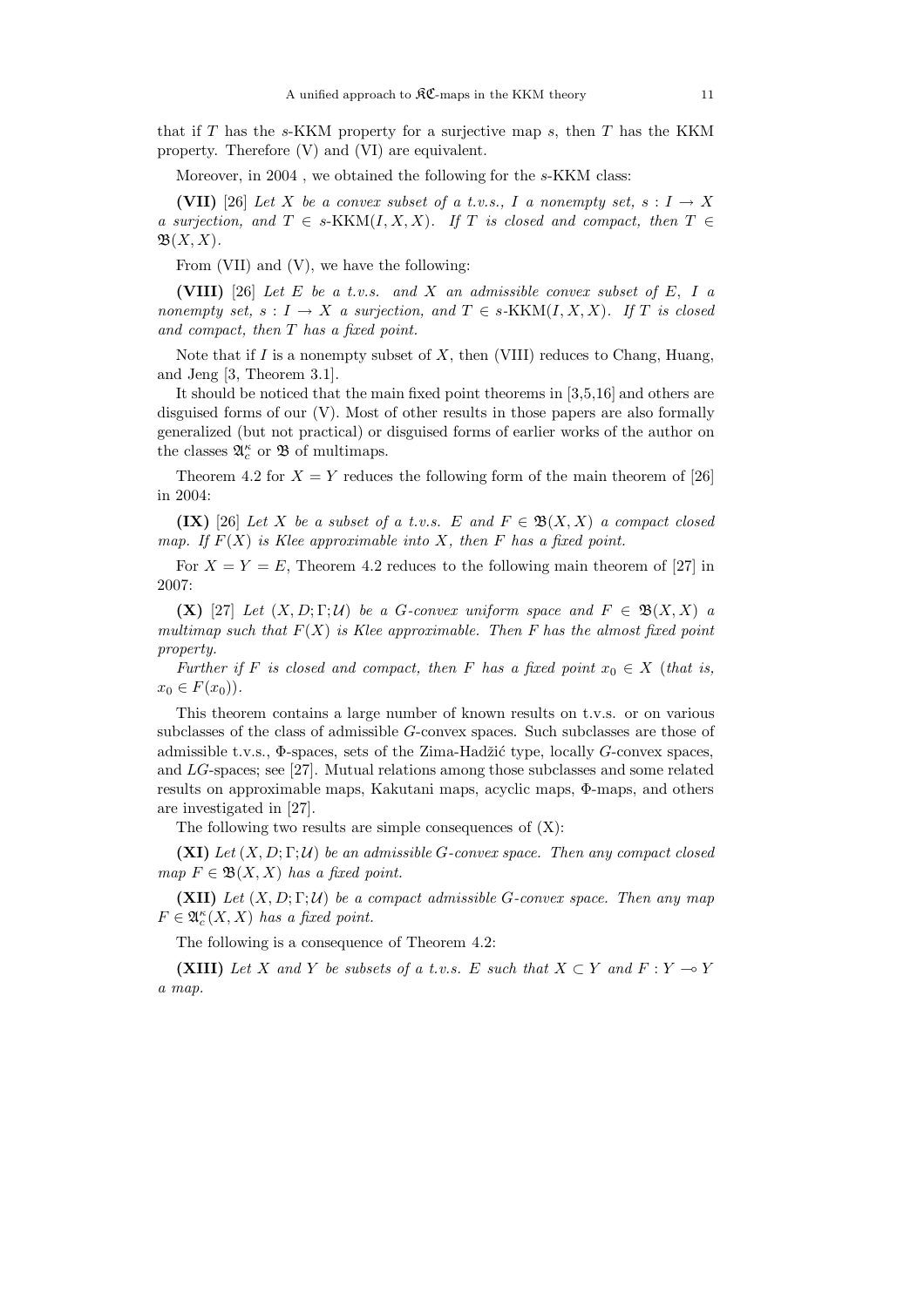that if $T$ has the $s$-KKM property for a surjective map $s$, then $T$ has the KKM property. Therefore (V) and (VI) are equivalent.

Moreover, in 2004 , we obtained the following for the $s$-KKM class:

**(VII)** [26] *Let $X$ be a convex subset of a t.v.s., $I$ a nonempty set, $s : I \to X$ a surjection, and $T \in s\text{-KKM}(I, X, X)$. If $T$ is closed and compact, then $T \in \mathfrak{B}(X, X)$.*

From (VII) and (V), we have the following:

**(VIII)** [26] *Let $E$ be a t.v.s. and $X$ an admissible convex subset of $E$, $I$ a nonempty set, $s : I \to X$ a surjection, and $T \in s\text{-KKM}(I, X, X)$. If $T$ is closed and compact, then $T$ has a fixed point.*

Note that if $I$ is a nonempty subset of $X$, then (VIII) reduces to Chang, Huang, and Jeng [3, Theorem 3.1].

It should be noticed that the main fixed point theorems in [3,5,16] and others are disguised forms of our (V). Most of other results in those papers are also formally generalized (but not practical) or disguised forms of earlier works of the author on the classes $\mathfrak{A}_c^\kappa$ or $\mathfrak{B}$ of multimaps.

Theorem 4.2 for $X = Y$ reduces the following form of the main theorem of [26] in 2004:

**(IX)** [26] *Let $X$ be a subset of a t.v.s. $E$ and $F \in \mathfrak{B}(X, X)$ a compact closed map. If $F(X)$ is Klee approximable into $X$, then $F$ has a fixed point.*

For $X = Y = E$, Theorem 4.2 reduces to the following main theorem of [27] in 2007:

**(X)** [27] *Let $(X, D; \Gamma; \mathcal{U})$ be a $G$-convex uniform space and $F \in \mathfrak{B}(X, X)$ a multimap such that $F(X)$ is Klee approximable. Then $F$ has the almost fixed point property.*

*Further if $F$ is closed and compact, then $F$ has a fixed point $x_0 \in X$ (that is, $x_0 \in F(x_0)$).*

This theorem contains a large number of known results on t.v.s. or on various subclasses of the class of admissible $G$-convex spaces. Such subclasses are those of admissible t.v.s., $\Phi$-spaces, sets of the Zima-Hadžić type, locally $G$-convex spaces, and $LG$-spaces; see [27]. Mutual relations among those subclasses and some related results on approximable maps, Kakutani maps, acyclic maps, $\Phi$-maps, and others are investigated in [27].

The following two results are simple consequences of (X):

**(XI)** *Let $(X, D; \Gamma; \mathcal{U})$ be an admissible $G$-convex space. Then any compact closed map $F \in \mathfrak{B}(X, X)$ has a fixed point.*

**(XII)** *Let $(X, D; \Gamma; \mathcal{U})$ be a compact admissible $G$-convex space. Then any map $F \in \mathfrak{A}_c^\kappa(X, X)$ has a fixed point.*

The following is a consequence of Theorem 4.2:

**(XIII)** *Let $X$ and $Y$ be subsets of a t.v.s. $E$ such that $X \subset Y$ and $F : Y \multimap Y$ a map.*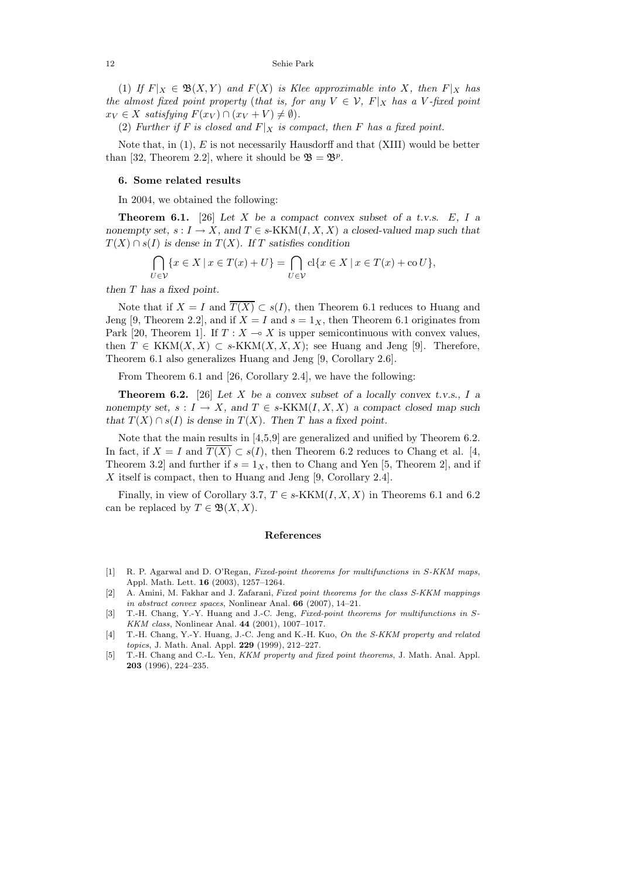(1) *If* $F|_X \in \mathfrak{B}(X, Y)$ *and* $F(X)$ *is Klee approximable into* $X$*, then* $F|_X$ *has the almost fixed point property* (*that is, for any* $V \in \mathcal{V}$*,* $F|_X$ *has a* $V$*-fixed point* $x_V \in X$ *satisfying* $F(x_V) \cap (x_V + V) \neq \emptyset$).

(2) *Further if* $F$ *is closed and* $F|_X$ *is compact, then* $F$ *has a fixed point.*

Note that, in (1), $E$ is not necessarily Hausdorff and that (XIII) would be better than [32, Theorem 2.2], where it should be $\mathfrak{B} = \mathfrak{B}^p$.

## 6. Some related results

In 2004, we obtained the following:

**Theorem 6.1.** [26] *Let* $X$ *be a compact convex subset of a t.v.s.* $E$*,* $I$ *a nonempty set,* $s : I \to X$*, and* $T \in s\text{-KKM}(I, X, X)$ *a closed-valued map such that* $T(X) \cap s(I)$ *is dense in* $T(X)$*. If* $T$ *satisfies condition*

$$\bigcap_{U \in \mathcal{V}} \{x \in X \mid x \in T(x) + U\} = \bigcap_{U \in \mathcal{V}} \operatorname{cl}\{x \in X \mid x \in T(x) + \operatorname{co} U\},$$

*then* $T$ *has a fixed point.*

Note that if $X = I$ and $\overline{T(X)} \subset s(I)$, then Theorem 6.1 reduces to Huang and Jeng [9, Theorem 2.2], and if $X = I$ and $s = 1_X$, then Theorem 6.1 originates from Park [20, Theorem 1]. If $T : X \multimap X$ is upper semicontinuous with convex values, then $T \in \text{KKM}(X, X) \subset s\text{-KKM}(X, X, X)$; see Huang and Jeng [9]. Therefore, Theorem 6.1 also generalizes Huang and Jeng [9, Corollary 2.6].

From Theorem 6.1 and [26, Corollary 2.4], we have the following:

**Theorem 6.2.** [26] *Let* $X$ *be a convex subset of a locally convex t.v.s.,* $I$ *a nonempty set,* $s : I \to X$*, and* $T \in s\text{-KKM}(I, X, X)$ *a compact closed map such that* $T(X) \cap s(I)$ *is dense in* $T(X)$*. Then* $T$ *has a fixed point.*

Note that the main results in [4,5,9] are generalized and unified by Theorem 6.2. In fact, if $X = I$ and $\overline{T(X)} \subset s(I)$, then Theorem 6.2 reduces to Chang et al. [4, Theorem 3.2] and further if $s = 1_X$, then to Chang and Yen [5, Theorem 2], and if $X$ itself is compact, then to Huang and Jeng [9, Corollary 2.4].

Finally, in view of Corollary 3.7, $T \in s\text{-KKM}(I, X, X)$ in Theorems 6.1 and 6.2 can be replaced by $T \in \mathfrak{B}(X, X)$.

## References

[1] R. P. Agarwal and D. O'Regan, *Fixed-point theorems for multifunctions in S-KKM maps*, Appl. Math. Lett. **16** (2003), 1257–1264.

[2] A. Amini, M. Fakhar and J. Zafarani, *Fixed point theorems for the class S-KKM mappings in abstract convex spaces*, Nonlinear Anal. **66** (2007), 14–21.

[3] T.-H. Chang, Y.-Y. Huang and J.-C. Jeng, *Fixed-point theorems for multifunctions in S-KKM class*, Nonlinear Anal. **44** (2001), 1007–1017.

[4] T.-H. Chang, Y.-Y. Huang, J.-C. Jeng and K.-H. Kuo, *On the S-KKM property and related topics*, J. Math. Anal. Appl. **229** (1999), 212–227.

[5] T.-H. Chang and C.-L. Yen, *KKM property and fixed point theorems*, J. Math. Anal. Appl. **203** (1996), 224–235.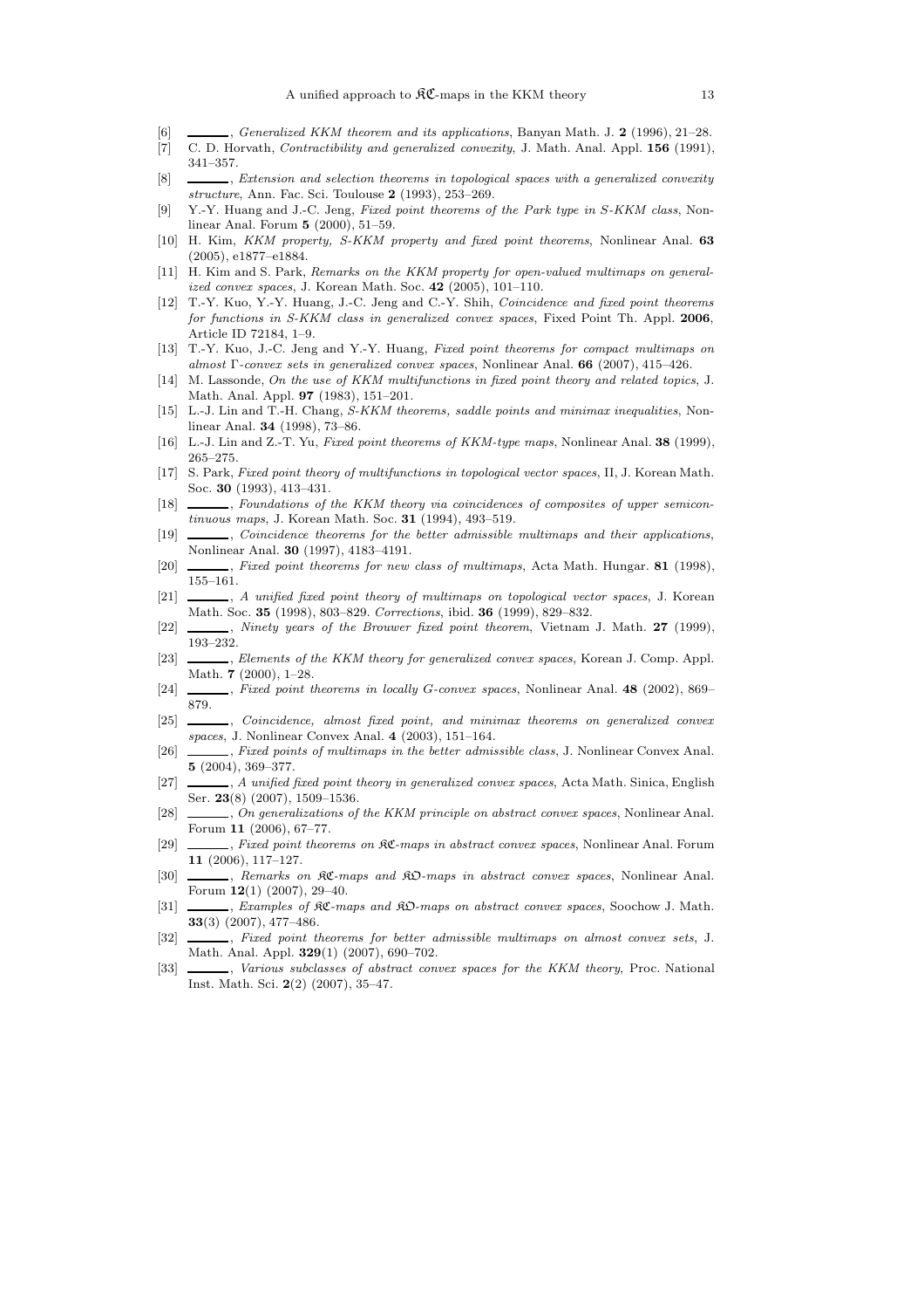[6] ______, *Generalized KKM theorem and its applications*, Banyan Math. J. **2** (1996), 21–28.

[7] C. D. Horvath, *Contractibility and generalized convexity*, J. Math. Anal. Appl. **156** (1991), 341–357.

[8] ______, *Extension and selection theorems in topological spaces with a generalized convexity structure*, Ann. Fac. Sci. Toulouse **2** (1993), 253–269.

[9] Y.-Y. Huang and J.-C. Jeng, *Fixed point theorems of the Park type in S-KKM class*, Nonlinear Anal. Forum **5** (2000), 51–59.

[10] H. Kim, *KKM property, S-KKM property and fixed point theorems*, Nonlinear Anal. **63** (2005), e1877–e1884.

[11] H. Kim and S. Park, *Remarks on the KKM property for open-valued multimaps on generalized convex spaces*, J. Korean Math. Soc. **42** (2005), 101–110.

[12] T.-Y. Kuo, Y.-Y. Huang, J.-C. Jeng and C.-Y. Shih, *Coincidence and fixed point theorems for functions in S-KKM class in generalized convex spaces*, Fixed Point Th. Appl. **2006**, Article ID 72184, 1–9.

[13] T.-Y. Kuo, J.-C. Jeng and Y.-Y. Huang, *Fixed point theorems for compact multimaps on almost Γ-convex sets in generalized convex spaces*, Nonlinear Anal. **66** (2007), 415–426.

[14] M. Lassonde, *On the use of KKM multifunctions in fixed point theory and related topics*, J. Math. Anal. Appl. **97** (1983), 151–201.

[15] L.-J. Lin and T.-H. Chang, *S-KKM theorems, saddle points and minimax inequalities*, Nonlinear Anal. **34** (1998), 73–86.

[16] L.-J. Lin and Z.-T. Yu, *Fixed point theorems of KKM-type maps*, Nonlinear Anal. **38** (1999), 265–275.

[17] S. Park, *Fixed point theory of multifunctions in topological vector spaces*, II, J. Korean Math. Soc. **30** (1993), 413–431.

[18] ______, *Foundations of the KKM theory via coincidences of composites of upper semicontinuous maps*, J. Korean Math. Soc. **31** (1994), 493–519.

[19] ______, *Coincidence theorems for the better admissible multimaps and their applications*, Nonlinear Anal. **30** (1997), 4183–4191.

[20] ______, *Fixed point theorems for new class of multimaps*, Acta Math. Hungar. **81** (1998), 155–161.

[21] ______, *A unified fixed point theory of multimaps on topological vector spaces*, J. Korean Math. Soc. **35** (1998), 803–829. *Corrections*, ibid. **36** (1999), 829–832.

[22] ______, *Ninety years of the Brouwer fixed point theorem*, Vietnam J. Math. **27** (1999), 193–232.

[23] ______, *Elements of the KKM theory for generalized convex spaces*, Korean J. Comp. Appl. Math. **7** (2000), 1–28.

[24] ______, *Fixed point theorems in locally G-convex spaces*, Nonlinear Anal. **48** (2002), 869–879.

[25] ______, *Coincidence, almost fixed point, and minimax theorems on generalized convex spaces*, J. Nonlinear Convex Anal. **4** (2003), 151–164.

[26] ______, *Fixed points of multimaps in the better admissible class*, J. Nonlinear Convex Anal. **5** (2004), 369–377.

[27] ______, *A unified fixed point theory in generalized convex spaces*, Acta Math. Sinica, English Ser. **23**(8) (2007), 1509–1536.

[28] ______, *On generalizations of the KKM principle on abstract convex spaces*, Nonlinear Anal. Forum **11** (2006), 67–77.

[29] ______, *Fixed point theorems on $\mathfrak{KC}$-maps in abstract convex spaces*, Nonlinear Anal. Forum **11** (2006), 117–127.

[30] ______, *Remarks on $\mathfrak{KC}$-maps and $\mathfrak{KO}$-maps in abstract convex spaces*, Nonlinear Anal. Forum **12**(1) (2007), 29–40.

[31] ______, *Examples of $\mathfrak{KC}$-maps and $\mathfrak{KO}$-maps on abstract convex spaces*, Soochow J. Math. **33**(3) (2007), 477–486.

[32] ______, *Fixed point theorems for better admissible multimaps on almost convex sets*, J. Math. Anal. Appl. **329**(1) (2007), 690–702.

[33] ______, *Various subclasses of abstract convex spaces for the KKM theory*, Proc. National Inst. Math. Sci. **2**(2) (2007), 35–47.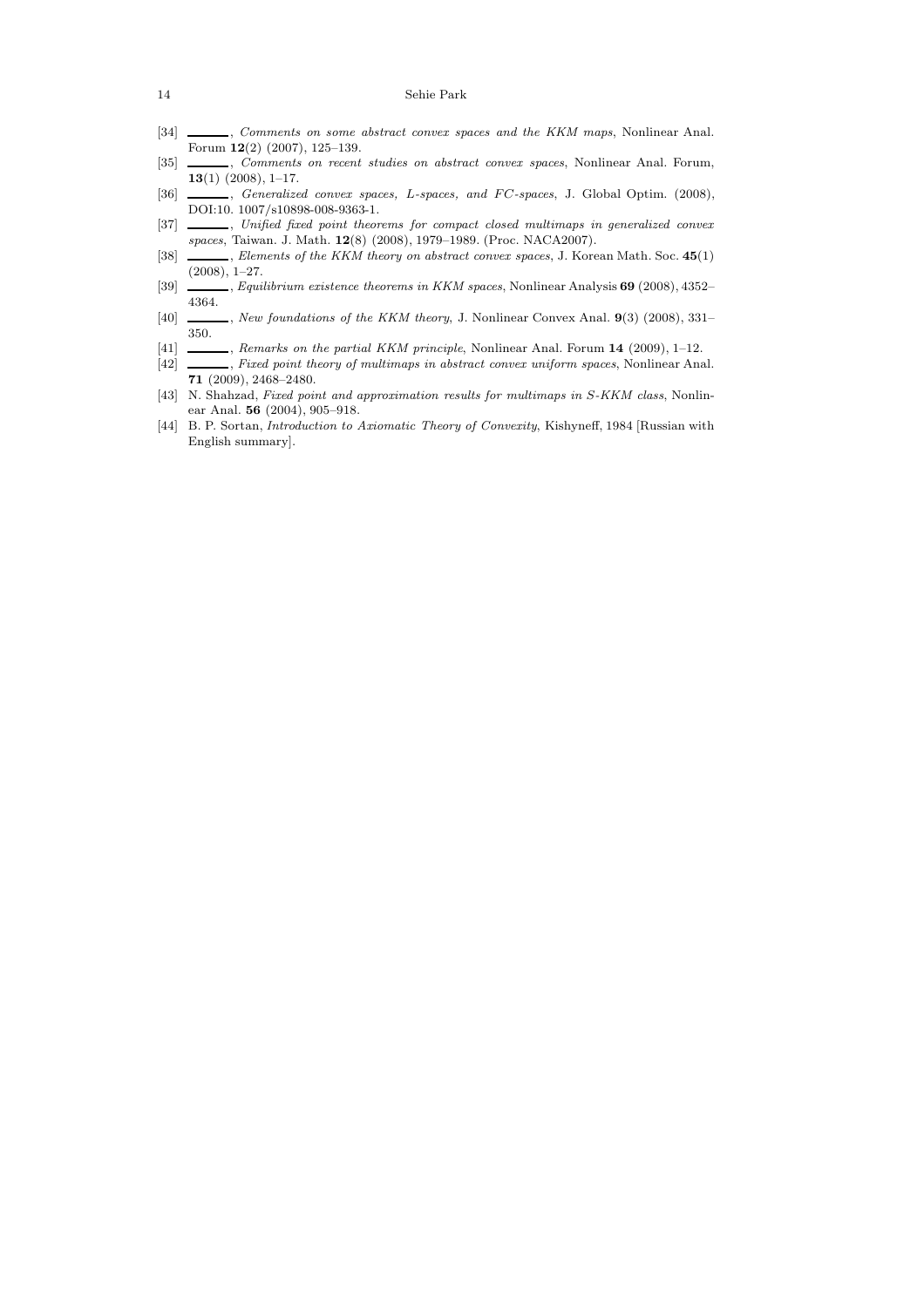[34] ______, *Comments on some abstract convex spaces and the KKM maps*, Nonlinear Anal. Forum **12**(2) (2007), 125–139.

[35] ______, *Comments on recent studies on abstract convex spaces*, Nonlinear Anal. Forum, **13**(1) (2008), 1–17.

[36] ______, *Generalized convex spaces, L-spaces, and FC-spaces*, J. Global Optim. (2008), DOI:10. 1007/s10898-008-9363-1.

[37] ______, *Unified fixed point theorems for compact closed multimaps in generalized convex spaces*, Taiwan. J. Math. **12**(8) (2008), 1979–1989. (Proc. NACA2007).

[38] ______, *Elements of the KKM theory on abstract convex spaces*, J. Korean Math. Soc. **45**(1) (2008), 1–27.

[39] ______, *Equilibrium existence theorems in KKM spaces*, Nonlinear Analysis **69** (2008), 4352–4364.

[40] ______, *New foundations of the KKM theory*, J. Nonlinear Convex Anal. **9**(3) (2008), 331–350.

[41] ______, *Remarks on the partial KKM principle*, Nonlinear Anal. Forum **14** (2009), 1–12.

[42] ______, *Fixed point theory of multimaps in abstract convex uniform spaces*, Nonlinear Anal. **71** (2009), 2468–2480.

[43] N. Shahzad, *Fixed point and approximation results for multimaps in S-KKM class*, Nonlinear Anal. **56** (2004), 905–918.

[44] B. P. Sortan, *Introduction to Axiomatic Theory of Convexity*, Kishyneff, 1984 [Russian with English summary].